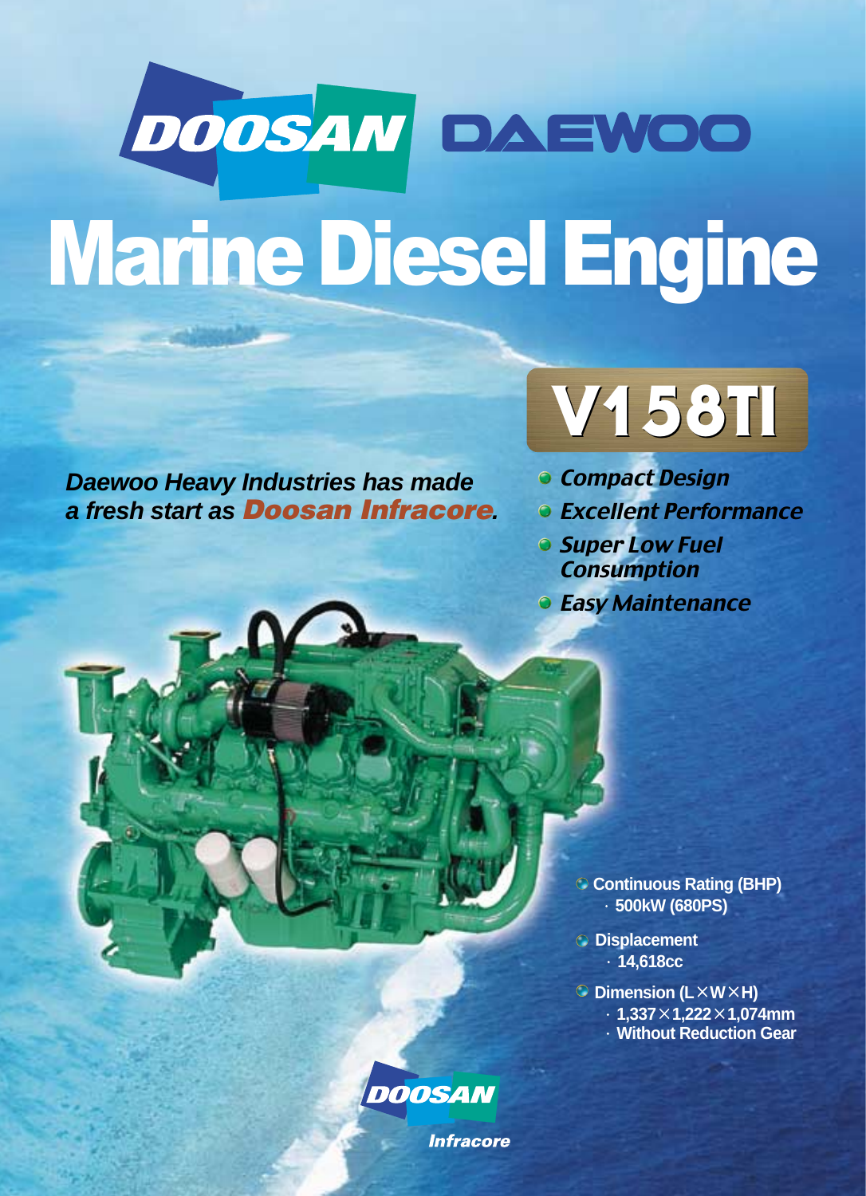DOOSAN DAEWOO

# Marine Diesel Engine

## V158TI

*Daewoo Heavy Industries has made a fresh start as **Doosan Infracore**.*

- *Compact Design*
- *Excellent Performance*
- *Super Low Fuel Consumption*
- *Easy Maintenance*

- **Continuous Rating (BHP)**
  - **500kW (680PS)**
- **Displacement**
  - **14,618cc**
- **Dimension (L×W×H)**
  - **1,337×1,222×1,074mm**
  - **Without Reduction Gear**

DOOSAN Infracore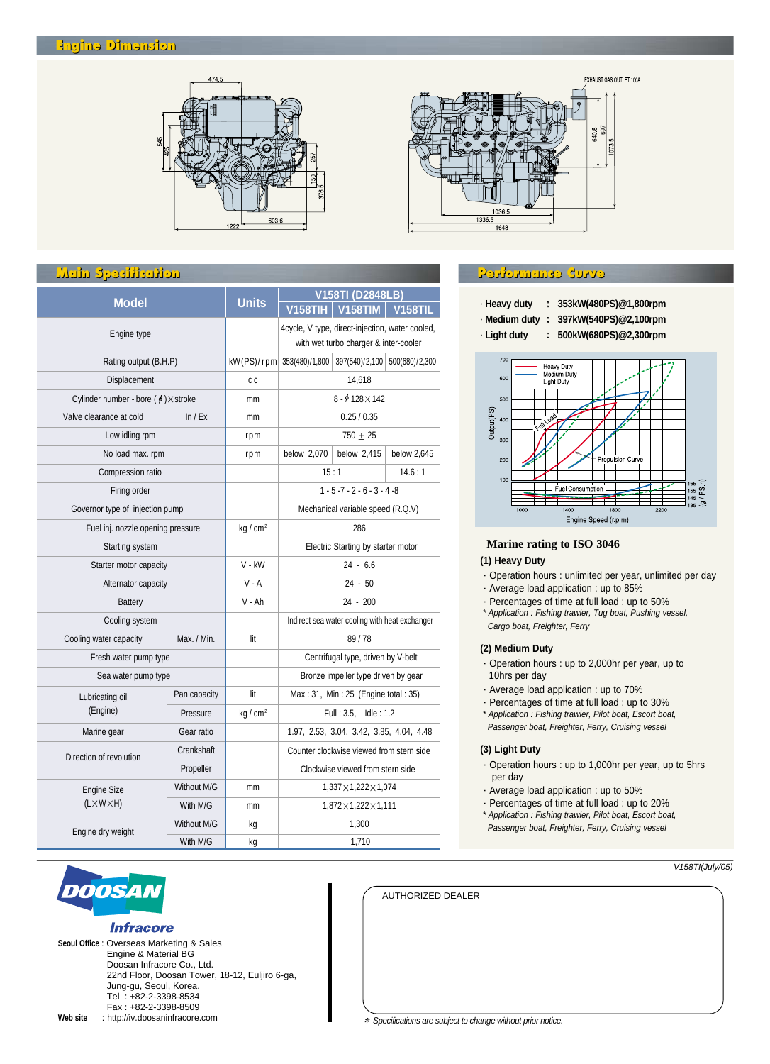## Engine Dimension

474.5
545
425
257
150
376.5
603.6
1222

EXHAUST GAS OUTLET 100A
640.8
697
1073.5
1036.5
1336.5
1648

## Main Specification

| Model | | Units | V158TI (D2848LB) | | |
|---|---|---|---|---|---|
| | | | V158TIH | V158TIM | V158TIL |
| Engine type | | | 4cycle, V type, direct-injection, water cooled, with wet turbo charger & inter-cooler | | |
| Rating output (B.H.P) | | kW(PS)/rpm | 353(480)/1,800 | 397(540)/2,100 | 500(680)/2,300 |
| Displacement | | cc | 14,618 | | |
| Cylinder number - bore (ϕ)×stroke | | mm | 8 - ϕ128×142 | | |
| Valve clearance at cold | In / Ex | mm | 0.25 / 0.35 | | |
| Low idling rpm | | rpm | 750 ± 25 | | |
| No load max. rpm | | rpm | below 2,070 | below 2,415 | below 2,645 |
| Compression ratio | | | 15 : 1 | | 14.6 : 1 |
| Firing order | | | 1 - 5 -7 - 2 - 6 - 3 - 4 -8 | | |
| Governor type of injection pump | | | Mechanical variable speed (R.Q.V) | | |
| Fuel inj. nozzle opening pressure | | kg / cm² | 286 | | |
| Starting system | | | Electric Starting by starter motor | | |
| Starter motor capacity | | V - kW | 24 - 6.6 | | |
| Alternator capacity | | V - A | 24 - 50 | | |
| Battery | | V - Ah | 24 - 200 | | |
| Cooling system | | | Indirect sea water cooling with heat exchanger | | |
| Cooling water capacity | Max. / Min. | lit | 89 / 78 | | |
| Fresh water pump type | | | Centrifugal type, driven by V-belt | | |
| Sea water pump type | | | Bronze impeller type driven by gear | | |
| Lubricating oil (Engine) | Pan capacity | lit | Max : 31, Min : 25 (Engine total : 35) | | |
| | Pressure | kg / cm² | Full : 3.5, Idle : 1.2 | | |
| Marine gear | Gear ratio | | 1.97, 2.53, 3.04, 3.42, 3.85, 4.04, 4.48 | | |
| Direction of revolution | Crankshaft | | Counter clockwise viewed from stern side | | |
| | Propeller | | Clockwise viewed from stern side | | |
| Engine Size (L×W×H) | Without M/G | mm | 1,337×1,222×1,074 | | |
| | With M/G | mm | 1,872×1,222×1,111 | | |
| Engine dry weight | Without M/G | kg | 1,300 | | |
| | With M/G | kg | 1,710 | | |

## Performance Curve

- **Heavy duty : 353kW(480PS)@1,800rpm**
- **Medium duty : 397kW(540PS)@2,100rpm**
- **Light duty : 500kW(680PS)@2,300rpm**

700
600
500
400
300
200
100
Output(PS)
Heavy Duty
Medium Duty
Light Duty
Full Load
Propulsion Curve
Fuel Consumption
165
155
145
135
(g / PS.h)
1000
1400
1800
2200
Engine Speed (r.p.m)

### Marine rating to ISO 3046

**(1) Heavy Duty**
- Operation hours : unlimited per year, unlimited per day
- Average load application : up to 85%
- Percentages of time at full load : up to 50%

*\* Application : Fishing trawler, Tug boat, Pushing vessel, Cargo boat, Freighter, Ferry*

**(2) Medium Duty**
- Operation hours : up to 2,000hr per year, up to 10hrs per day
- Average load application : up to 70%
- Percentages of time at full load : up to 30%

*\* Application : Fishing trawler, Pilot boat, Escort boat, Passenger boat, Freighter, Ferry, Cruising vessel*

**(3) Light Duty**
- Operation hours : up to 1,000hr per year, up to 5hrs per day
- Average load application : up to 50%
- Percentages of time at full load : up to 20%

*\* Application : Fishing trawler, Pilot boat, Escort boat, Passenger boat, Freighter, Ferry, Cruising vessel*

*V158TI(July/05)*

DOOSAN Infracore

**Seoul Office** : Overseas Marketing & Sales
Engine & Material BG
Doosan Infracore Co., Ltd.
22nd Floor, Doosan Tower, 18-12, Euljiro 6-ga,
Jung-gu, Seoul, Korea.
Tel : +82-2-3398-8534
Fax : +82-2-3398-8509
**Web site** : http://iv.doosaninfracore.com

AUTHORIZED DEALER

*※ Specifications are subject to change without prior notice.*